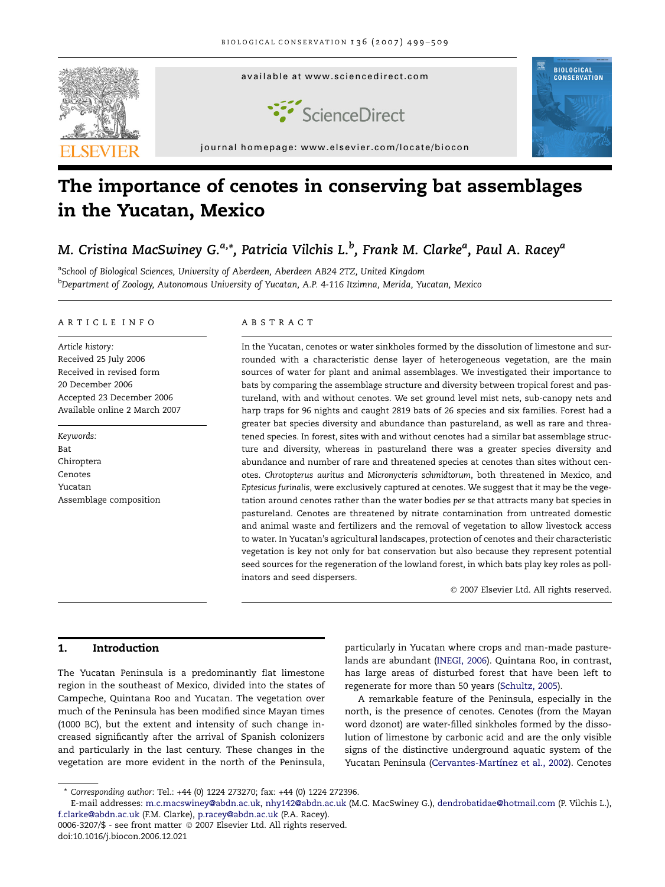# The importance of cenotes in conserving bat assemblages in the Yucatan, Mexico

*M. Cristina MacSwiney G.*[a,*], *Patricia Vilchis L.*[b], *Frank M. Clarke*[a], *Paul A. Racey*[a]

[a]School of Biological Sciences, University of Aberdeen, Aberdeen AB24 2TZ, United Kingdom
[b]Department of Zoology, Autonomous University of Yucatan, A.P. 4-116 Itzimna, Merida, Yucatan, Mexico

## ARTICLE INFO

*Article history:*
Received 25 July 2006
Received in revised form
20 December 2006
Accepted 23 December 2006
Available online 2 March 2007

*Keywords:*
Bat
Chiroptera
Cenotes
Yucatan
Assemblage composition

## ABSTRACT

In the Yucatan, cenotes or water sinkholes formed by the dissolution of limestone and surrounded with a characteristic dense layer of heterogeneous vegetation, are the main sources of water for plant and animal assemblages. We investigated their importance to bats by comparing the assemblage structure and diversity between tropical forest and pastureland, with and without cenotes. We set ground level mist nets, sub-canopy nets and harp traps for 96 nights and caught 2819 bats of 26 species and six families. Forest had a greater bat species diversity and abundance than pastureland, as well as rare and threatened species. In forest, sites with and without cenotes had a similar bat assemblage structure and diversity, whereas in pastureland there was a greater species diversity and abundance and number of rare and threatened species at cenotes than sites without cenotes. *Chrotopterus auritus* and *Micronycteris schmidtorum*, both threatened in Mexico, and *Eptesicus furinalis*, were exclusively captured at cenotes. We suggest that it may be the vegetation around cenotes rather than the water bodies *per se* that attracts many bat species in pastureland. Cenotes are threatened by nitrate contamination from untreated domestic and animal waste and fertilizers and the removal of vegetation to allow livestock access to water. In Yucatan's agricultural landscapes, protection of cenotes and their characteristic vegetation is key not only for bat conservation but also because they represent potential seed sources for the regeneration of the lowland forest, in which bats play key roles as pollinators and seed dispersers.

© 2007 Elsevier Ltd. All rights reserved.

## 1. Introduction

The Yucatan Peninsula is a predominantly flat limestone region in the southeast of Mexico, divided into the states of Campeche, Quintana Roo and Yucatan. The vegetation over much of the Peninsula has been modified since Mayan times (1000 BC), but the extent and intensity of such change increased significantly after the arrival of Spanish colonizers and particularly in the last century. These changes in the vegetation are more evident in the north of the Peninsula, particularly in Yucatan where crops and man-made pasturelands are abundant (INEGI, 2006). Quintana Roo, in contrast, has large areas of disturbed forest that have been left to regenerate for more than 50 years (Schultz, 2005).

A remarkable feature of the Peninsula, especially in the north, is the presence of cenotes. Cenotes (from the Mayan word dzonot) are water-filled sinkholes formed by the dissolution of limestone by carbonic acid and are the only visible signs of the distinctive underground aquatic system of the Yucatan Peninsula (Cervantes-Martínez et al., 2002). Cenotes

* Corresponding author: Tel.: +44 (0) 1224 273270; fax: +44 (0) 1224 272396.
E-mail addresses: m.c.macswiney@abdn.ac.uk, nhy142@abdn.ac.uk (M.C. MacSwiney G.), dendrobatidae@hotmail.com (P. Vilchis L.), f.clarke@abdn.ac.uk (F.M. Clarke), p.racey@abdn.ac.uk (P.A. Racey).
0006-3207/$ - see front matter © 2007 Elsevier Ltd. All rights reserved.
doi:10.1016/j.biocon.2006.12.021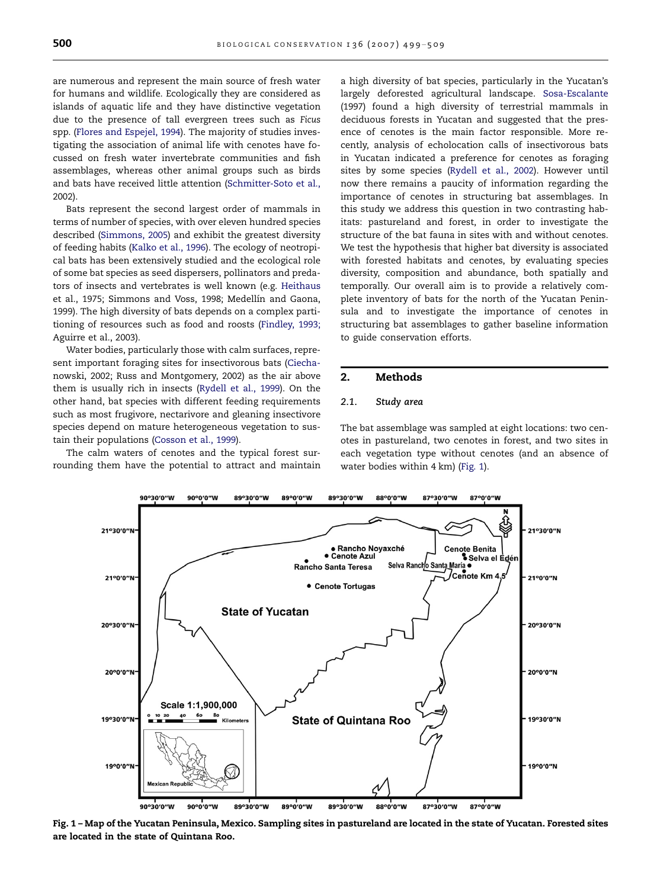are numerous and represent the main source of fresh water for humans and wildlife. Ecologically they are considered as islands of aquatic life and they have distinctive vegetation due to the presence of tall evergreen trees such as *Ficus* spp. (Flores and Espejel, 1994). The majority of studies investigating the association of animal life with cenotes have focussed on fresh water invertebrate communities and fish assemblages, whereas other animal groups such as birds and bats have received little attention (Schmitter-Soto et al., 2002).

Bats represent the second largest order of mammals in terms of number of species, with over eleven hundred species described (Simmons, 2005) and exhibit the greatest diversity of feeding habits (Kalko et al., 1996). The ecology of neotropical bats has been extensively studied and the ecological role of some bat species as seed dispersers, pollinators and predators of insects and vertebrates is well known (e.g. Heithaus et al., 1975; Simmons and Voss, 1998; Medellín and Gaona, 1999). The high diversity of bats depends on a complex partitioning of resources such as food and roosts (Findley, 1993; Aguirre et al., 2003).

Water bodies, particularly those with calm surfaces, represent important foraging sites for insectivorous bats (Ciechanowski, 2002; Russ and Montgomery, 2002) as the air above them is usually rich in insects (Rydell et al., 1999). On the other hand, bat species with different feeding requirements such as most frugivore, nectarivore and gleaning insectivore species depend on mature heterogeneous vegetation to sustain their populations (Cosson et al., 1999).

The calm waters of cenotes and the typical forest surrounding them have the potential to attract and maintain a high diversity of bat species, particularly in the Yucatan's largely deforested agricultural landscape. Sosa-Escalante (1997) found a high diversity of terrestrial mammals in deciduous forests in Yucatan and suggested that the presence of cenotes is the main factor responsible. More recently, analysis of echolocation calls of insectivorous bats in Yucatan indicated a preference for cenotes as foraging sites by some species (Rydell et al., 2002). However until now there remains a paucity of information regarding the importance of cenotes in structuring bat assemblages. In this study we address this question in two contrasting habitats: pastureland and forest, in order to investigate the structure of the bat fauna in sites with and without cenotes. We test the hypothesis that higher bat diversity is associated with forested habitats and cenotes, by evaluating species diversity, composition and abundance, both spatially and temporally. Our overall aim is to provide a relatively complete inventory of bats for the north of the Yucatan Peninsula and to investigate the importance of cenotes in structuring bat assemblages to gather baseline information to guide conservation efforts.

## 2. Methods

### 2.1. Study area

The bat assemblage was sampled at eight locations: two cenotes in pastureland, two cenotes in forest, and two sites in each vegetation type without cenotes (and an absence of water bodies within 4 km) (Fig. 1).

Fig. 1 – Map of the Yucatan Peninsula, Mexico. Sampling sites in pastureland are located in the state of Yucatan. Forested sites are located in the state of Quintana Roo.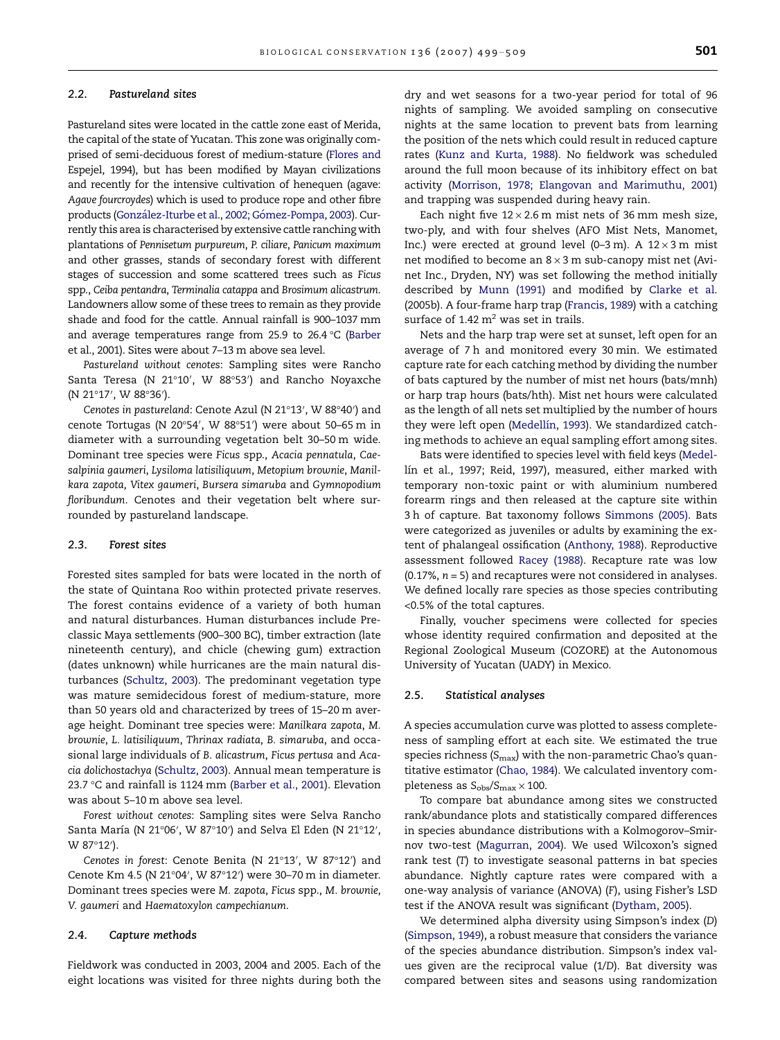### 2.2. Pastureland sites

Pastureland sites were located in the cattle zone east of Merida, the capital of the state of Yucatan. This zone was originally comprised of semi-deciduous forest of medium-stature (Flores and Espejel, 1994), but has been modified by Mayan civilizations and recently for the intensive cultivation of henequen (agave: *Agave fourcroydes*) which is used to produce rope and other fibre products (González-Iturbe et al., 2002; Gómez-Pompa, 2003). Currently this area is characterised by extensive cattle ranching with plantations of *Pennisetum purpureum*, *P. ciliare*, *Panicum maximum* and other grasses, stands of secondary forest with different stages of succession and some scattered trees such as *Ficus* spp., *Ceiba pentandra*, *Terminalia catappa* and *Brosimum alicastrum*. Landowners allow some of these trees to remain as they provide shade and food for the cattle. Annual rainfall is 900–1037 mm and average temperatures range from 25.9 to 26.4 °C (Barber et al., 2001). Sites were about 7–13 m above sea level.

*Pastureland without cenotes*: Sampling sites were Rancho Santa Teresa (N 21°10′, W 88°53′) and Rancho Noyaxche (N 21°17′, W 88°36′).

*Cenotes in pastureland*: Cenote Azul (N 21°13′, W 88°40′) and cenote Tortugas (N 20°54′, W 88°51′) were about 50–65 m in diameter with a surrounding vegetation belt 30–50 m wide. Dominant tree species were *Ficus* spp., *Acacia pennatula*, *Caesalpinia gaumeri*, *Lysiloma latisiliquum*, *Metopium brownie*, *Manilkara zapota, Vitex gaumeri*, *Bursera simaruba* and *Gymnopodium floribundum*. Cenotes and their vegetation belt where surrounded by pastureland landscape.

### 2.3. Forest sites

Forested sites sampled for bats were located in the north of the state of Quintana Roo within protected private reserves. The forest contains evidence of a variety of both human and natural disturbances. Human disturbances include Preclassic Maya settlements (900–300 BC), timber extraction (late nineteenth century), and chicle (chewing gum) extraction (dates unknown) while hurricanes are the main natural disturbances (Schultz, 2003). The predominant vegetation type was mature semidecidous forest of medium-stature, more than 50 years old and characterized by trees of 15–20 m average height. Dominant tree species were: *Manilkara zapota*, *M. brownie*, *L. latisiliquum*, *Thrinax radiata*, *B. simaruba*, and occasional large individuals of *B. alicastrum*, *Ficus pertusa* and *Acacia dolichostachya* (Schultz, 2003). Annual mean temperature is 23.7 °C and rainfall is 1124 mm (Barber et al., 2001). Elevation was about 5–10 m above sea level.

*Forest without cenotes*: Sampling sites were Selva Rancho Santa María (N 21°06′, W 87°10′) and Selva El Eden (N 21°12′, W 87°12′).

*Cenotes in forest*: Cenote Benita (N 21°13′, W 87°12′) and Cenote Km 4.5 (N 21°04′, W 87°12′) were 30–70 m in diameter. Dominant trees species were *M. zapota*, *Ficus* spp., *M. brownie*, *V. gaumeri* and *Haematoxylon campechianum*.

### 2.4. Capture methods

Fieldwork was conducted in 2003, 2004 and 2005. Each of the eight locations was visited for three nights during both the dry and wet seasons for a two-year period for total of 96 nights of sampling. We avoided sampling on consecutive nights at the same location to prevent bats from learning the position of the nets which could result in reduced capture rates (Kunz and Kurta, 1988). No fieldwork was scheduled around the full moon because of its inhibitory effect on bat activity (Morrison, 1978; Elangovan and Marimuthu, 2001) and trapping was suspended during heavy rain.

Each night five 12 × 2.6 m mist nets of 36 mm mesh size, two-ply, and with four shelves (AFO Mist Nets, Manomet, Inc.) were erected at ground level (0–3 m). A 12 × 3 m mist net modified to become an 8 × 3 m sub-canopy mist net (Avinet Inc., Dryden, NY) was set following the method initially described by Munn (1991) and modified by Clarke et al. (2005b). A four-frame harp trap (Francis, 1989) with a catching surface of 1.42 $m^2$ was set in trails.

Nets and the harp trap were set at sunset, left open for an average of 7 h and monitored every 30 min. We estimated capture rate for each catching method by dividing the number of bats captured by the number of mist net hours (bats/mnh) or harp trap hours (bats/hth). Mist net hours were calculated as the length of all nets set multiplied by the number of hours they were left open (Medellín, 1993). We standardized catching methods to achieve an equal sampling effort among sites.

Bats were identified to species level with field keys (Medellín et al., 1997; Reid, 1997), measured, either marked with temporary non-toxic paint or with aluminium numbered forearm rings and then released at the capture site within 3 h of capture. Bat taxonomy follows Simmons (2005). Bats were categorized as juveniles or adults by examining the extent of phalangeal ossification (Anthony, 1988). Reproductive assessment followed Racey (1988). Recapture rate was low (0.17%, $n = 5$) and recaptures were not considered in analyses. We defined locally rare species as those species contributing <0.5% of the total captures.

Finally, voucher specimens were collected for species whose identity required confirmation and deposited at the Regional Zoological Museum (COZORE) at the Autonomous University of Yucatan (UADY) in Mexico.

### 2.5. Statistical analyses

A species accumulation curve was plotted to assess completeness of sampling effort at each site. We estimated the true species richness ($S_{max}$) with the non-parametric Chao's quantitative estimator (Chao, 1984). We calculated inventory completeness as $S_{obs}/S_{max} \times 100$.

To compare bat abundance among sites we constructed rank/abundance plots and statistically compared differences in species abundance distributions with a Kolmogorov–Smirnov two-test (Magurran, 2004). We used Wilcoxon's signed rank test ($T$) to investigate seasonal patterns in bat species abundance. Nightly capture rates were compared with a one-way analysis of variance (ANOVA) ($F$), using Fisher's LSD test if the ANOVA result was significant (Dytham, 2005).

We determined alpha diversity using Simpson's index ($D$) (Simpson, 1949), a robust measure that considers the variance of the species abundance distribution. Simpson's index values given are the reciprocal value ($1/D$). Bat diversity was compared between sites and seasons using randomization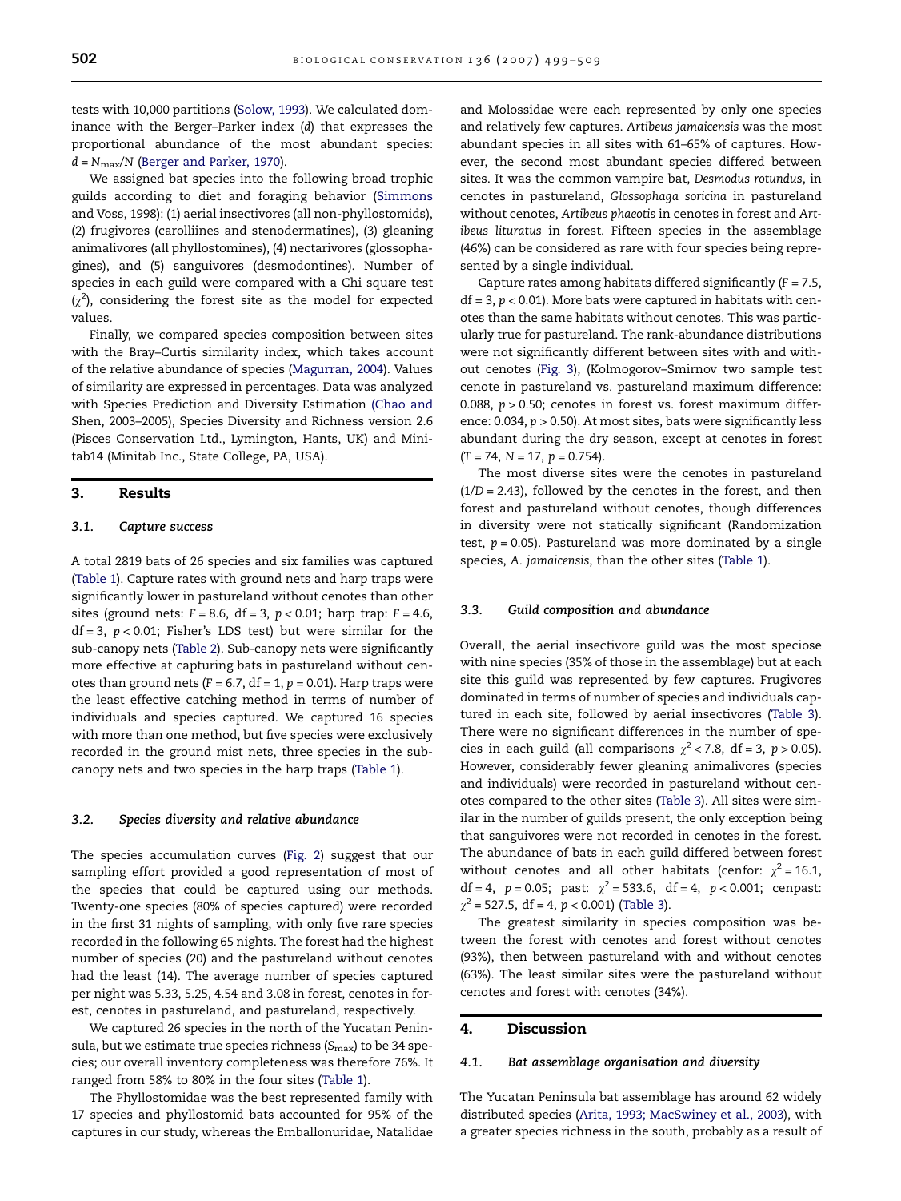tests with 10,000 partitions (Solow, 1993). We calculated dominance with the Berger–Parker index (*d*) that expresses the proportional abundance of the most abundant species: $d = N_{max}/N$ (Berger and Parker, 1970).

We assigned bat species into the following broad trophic guilds according to diet and foraging behavior (Simmons and Voss, 1998): (1) aerial insectivores (all non-phyllostomids), (2) frugivores (carolliines and stenodermatines), (3) gleaning animalivores (all phyllostomines), (4) nectarivores (glossophagines), and (5) sanguivores (desmodontines). Number of species in each guild were compared with a Chi square test ($\chi^2$), considering the forest site as the model for expected values.

Finally, we compared species composition between sites with the Bray–Curtis similarity index, which takes account of the relative abundance of species (Magurran, 2004). Values of similarity are expressed in percentages. Data was analyzed with Species Prediction and Diversity Estimation (Chao and Shen, 2003–2005), Species Diversity and Richness version 2.6 (Pisces Conservation Ltd., Lymington, Hants, UK) and Minitab14 (Minitab Inc., State College, PA, USA).

## 3. Results

### 3.1. Capture success

A total 2819 bats of 26 species and six families was captured (Table 1). Capture rates with ground nets and harp traps were significantly lower in pastureland without cenotes than other sites (ground nets: $F = 8.6$, df = 3, $p < 0.01$; harp trap: $F = 4.6$, df = 3, $p < 0.01$; Fisher's LDS test) but were similar for the sub-canopy nets (Table 2). Sub-canopy nets were significantly more effective at capturing bats in pastureland without cenotes than ground nets ($F = 6.7$, df = 1, $p = 0.01$). Harp traps were the least effective catching method in terms of number of individuals and species captured. We captured 16 species with more than one method, but five species were exclusively recorded in the ground mist nets, three species in the sub-canopy nets and two species in the harp traps (Table 1).

### 3.2. Species diversity and relative abundance

The species accumulation curves (Fig. 2) suggest that our sampling effort provided a good representation of most of the species that could be captured using our methods. Twenty-one species (80% of species captured) were recorded in the first 31 nights of sampling, with only five rare species recorded in the following 65 nights. The forest had the highest number of species (20) and the pastureland without cenotes had the least (14). The average number of species captured per night was 5.33, 5.25, 4.54 and 3.08 in forest, cenotes in forest, cenotes in pastureland, and pastureland, respectively.

We captured 26 species in the north of the Yucatan Peninsula, but we estimate true species richness ($S_{max}$) to be 34 species; our overall inventory completeness was therefore 76%. It ranged from 58% to 80% in the four sites (Table 1).

The Phyllostomidae was the best represented family with 17 species and phyllostomid bats accounted for 95% of the captures in our study, whereas the Emballonuridae, Natalidae and Molossidae were each represented by only one species and relatively few captures. *Artibeus jamaicensis* was the most abundant species in all sites with 61–65% of captures. However, the second most abundant species differed between sites. It was the common vampire bat, *Desmodus rotundus*, in cenotes in pastureland, *Glossophaga soricina* in pastureland without cenotes, *Artibeus phaeotis* in cenotes in forest and *Artibeus lituratus* in forest. Fifteen species in the assemblage (46%) can be considered as rare with four species being represented by a single individual.

Capture rates among habitats differed significantly ($F = 7.5$, df = 3, $p < 0.01$). More bats were captured in habitats with cenotes than the same habitats without cenotes. This was particularly true for pastureland. The rank-abundance distributions were not significantly different between sites with and without cenotes (Fig. 3), (Kolmogorov–Smirnov two sample test cenote in pastureland vs. pastureland maximum difference: 0.088, $p > 0.50$; cenotes in forest vs. forest maximum difference: 0.034, $p > 0.50$). At most sites, bats were significantly less abundant during the dry season, except at cenotes in forest ($T = 74$, $N = 17$, $p = 0.754$).

The most diverse sites were the cenotes in pastureland ($1/D = 2.43$), followed by the cenotes in the forest, and then forest and pastureland without cenotes, though differences in diversity were not statically significant (Randomization test, $p = 0.05$). Pastureland was more dominated by a single species, *A. jamaicensis*, than the other sites (Table 1).

### 3.3. Guild composition and abundance

Overall, the aerial insectivore guild was the most speciose with nine species (35% of those in the assemblage) but at each site this guild was represented by few captures. Frugivores dominated in terms of number of species and individuals captured in each site, followed by aerial insectivores (Table 3). There were no significant differences in the number of species in each guild (all comparisons $\chi^2 < 7.8$, df = 3, $p > 0.05$). However, considerably fewer gleaning animalivores (species and individuals) were recorded in pastureland without cenotes compared to the other sites (Table 3). All sites were similar in the number of guilds present, the only exception being that sanguivores were not recorded in cenotes in the forest. The abundance of bats in each guild differed between forest without cenotes and all other habitats (cenfor: $\chi^2 = 16.1$, df = 4, $p = 0.05$; past: $\chi^2 = 533.6$, df = 4, $p < 0.001$; cenpast: $\chi^2 = 527.5$, df = 4, $p < 0.001$) (Table 3).

The greatest similarity in species composition was between the forest with cenotes and forest without cenotes (93%), then between pastureland with and without cenotes (63%). The least similar sites were the pastureland without cenotes and forest with cenotes (34%).

## 4. Discussion

### 4.1. Bat assemblage organisation and diversity

The Yucatan Peninsula bat assemblage has around 62 widely distributed species (Arita, 1993; MacSwiney et al., 2003), with a greater species richness in the south, probably as a result of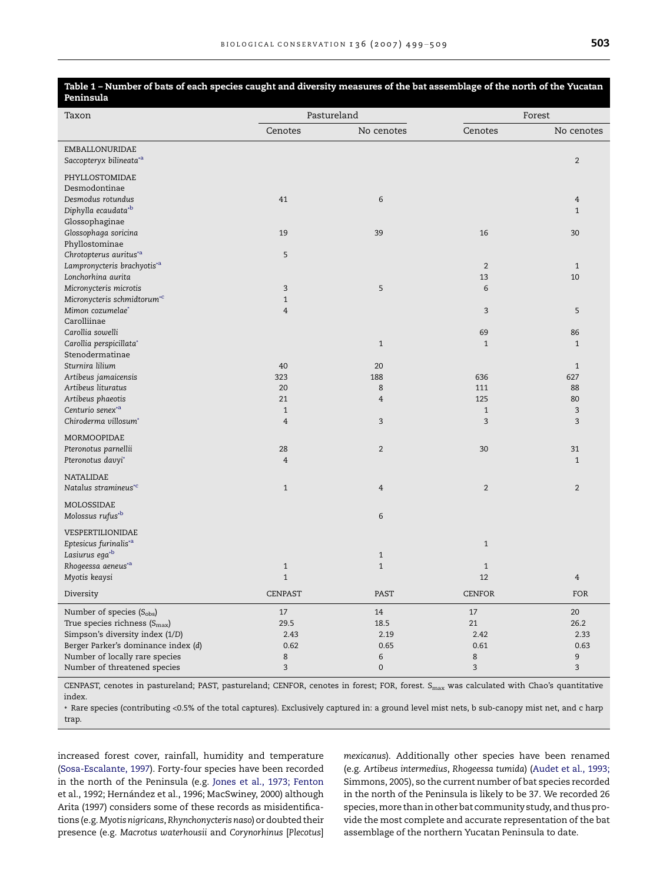**Table 1 – Number of bats of each species caught and diversity measures of the bat assemblage of the north of the Yucatan Peninsula**

| Taxon | Pastureland | | Forest | |
|---|---|---|---|---|
| | Cenotes | No cenotes | Cenotes | No cenotes |
| EMBALLONURIDAE | | | | |
| *Saccopteryx bilineata*[*a] | | | | 2 |
| PHYLLOSTOMIDAE | | | | |
| Desmodontinae | | | | |
| *Desmodus rotundus* | 41 | 6 | | 4 |
| *Diphylla ecaudata*[*b] | | | | 1 |
| Glossophaginae | | | | |
| *Glossophaga soricina* | 19 | 39 | 16 | 30 |
| Phyllostominae | | | | |
| *Chrotopterus auritus*[*a] | 5 | | | |
| *Lampronycteris brachyotis*[*a] | | | 2 | 1 |
| *Lonchorhina aurita* | | | 13 | 10 |
| *Micronycteris microtis* | 3 | 5 | 6 | |
| *Micronycteris schmidtorum*[*c] | 1 | | | |
| *Mimon cozumelae*[*] | 4 | | 3 | 5 |
| Carolliinae | | | | |
| *Carollia sowelli* | | | 69 | 86 |
| *Carollia perspicillata*[*] | | 1 | 1 | 1 |
| Stenodermatinae | | | | |
| *Sturnira lilium* | 40 | 20 | | 1 |
| *Artibeus jamaicensis* | 323 | 188 | 636 | 627 |
| *Artibeus lituratus* | 20 | 8 | 111 | 88 |
| *Artibeus phaeotis* | 21 | 4 | 125 | 80 |
| *Centurio senex*[*a] | 1 | | 1 | 3 |
| *Chiroderma villosum*[*] | 4 | 3 | 3 | 3 |
| MORMOOPIDAE | | | | |
| *Pteronotus parnellii* | 28 | 2 | 30 | 31 |
| *Pteronotus davyi*[*] | 4 | | | 1 |
| NATALIDAE | | | | |
| *Natalus stramineus*[*c] | 1 | 4 | 2 | 2 |
| MOLOSSIDAE | | | | |
| *Molossus rufus*[*b] | | 6 | | |
| VESPERTILIONIDAE | | | | |
| *Eptesicus furinalis*[*a] | | | 1 | |
| *Lasiurus ega*[*b] | | 1 | | |
| *Rhogeessa aeneus*[*a] | 1 | 1 | 1 | |
| *Myotis keaysi* | 1 | | 12 | 4 |
| Diversity | CENPAST | PAST | CENFOR | FOR |
| Number of species ($S_{obs}$) | 17 | 14 | 17 | 20 |
| True species richness ($S_{max}$) | 29.5 | 18.5 | 21 | 26.2 |
| Simpson's diversity index (1/*D*) | 2.43 | 2.19 | 2.42 | 2.33 |
| Berger Parker's dominance index (*d*) | 0.62 | 0.65 | 0.61 | 0.63 |
| Number of locally rare species | 8 | 6 | 8 | 9 |
| Number of threatened species | 3 | 0 | 3 | 3 |

CENPAST, cenotes in pastureland; PAST, pastureland; CENFOR, cenotes in forest; FOR, forest. $S_{max}$ was calculated with Chao's quantitative index.

* Rare species (contributing <0.5% of the total captures). Exclusively captured in: a ground level mist nets, b sub-canopy mist net, and c harp trap.

increased forest cover, rainfall, humidity and temperature (Sosa-Escalante, 1997). Forty-four species have been recorded in the north of the Peninsula (e.g. Jones et al., 1973; Fenton et al., 1992; Hernández et al., 1996; MacSwiney, 2000) although Arita (1997) considers some of these records as misidentifications (e.g. *Myotis nigricans*, *Rhynchonycteris naso*) or doubted their presence (e.g. *Macrotus waterhousii* and *Corynorhinus* [*Plecotus*] *mexicanus*). Additionally other species have been renamed (e.g. *Artibeus intermedius*, *Rhogeessa tumida*) (Audet et al., 1993; Simmons, 2005), so the current number of bat species recorded in the north of the Peninsula is likely to be 37. We recorded 26 species, more than in other bat community study, and thus provide the most complete and accurate representation of the bat assemblage of the northern Yucatan Peninsula to date.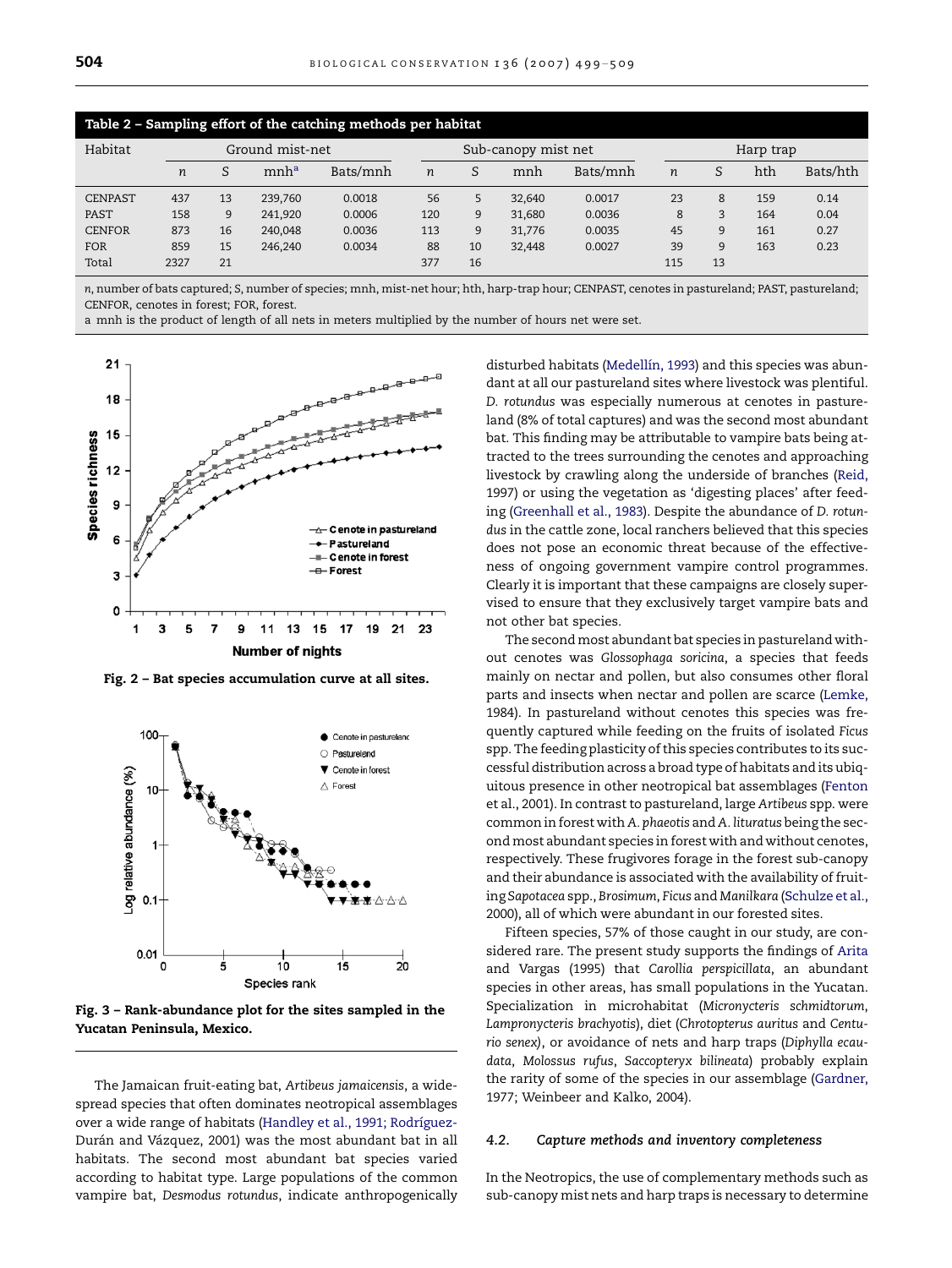**Table 2 – Sampling effort of the catching methods per habitat**

| Habitat | Ground mist-net | | | | Sub-canopy mist net | | | | Harp trap | | | |
|---|---|---|---|---|---|---|---|---|---|---|---|---|
| | *n* | S | mnh[a] | Bats/mnh | *n* | S | mnh | Bats/mnh | *n* | S | hth | Bats/hth |
| CENPAST | 437 | 13 | 239,760 | 0.0018 | 56 | 5 | 32,640 | 0.0017 | 23 | 8 | 159 | 0.14 |
| PAST | 158 | 9 | 241,920 | 0.0006 | 120 | 9 | 31,680 | 0.0036 | 8 | 3 | 164 | 0.04 |
| CENFOR | 873 | 16 | 240,048 | 0.0036 | 113 | 9 | 31,776 | 0.0035 | 45 | 9 | 161 | 0.27 |
| FOR | 859 | 15 | 246,240 | 0.0034 | 88 | 10 | 32,448 | 0.0027 | 39 | 9 | 163 | 0.23 |
| Total | 2327 | 21 | | | 377 | 16 | | | 115 | 13 | | |

*n*, number of bats captured; S, number of species; mnh, mist-net hour; hth, harp-trap hour; CENPAST, cenotes in pastureland; PAST, pastureland; CENFOR, cenotes in forest; FOR, forest.

a mnh is the product of length of all nets in meters multiplied by the number of hours net were set.

Fig. 2 – Bat species accumulation curve at all sites.

Fig. 3 – Rank-abundance plot for the sites sampled in the Yucatan Peninsula, Mexico.

The Jamaican fruit-eating bat, *Artibeus jamaicensis*, a widespread species that often dominates neotropical assemblages over a wide range of habitats (Handley et al., 1991; Rodríguez-Durán and Vázquez, 2001) was the most abundant bat in all habitats. The second most abundant bat species varied according to habitat type. Large populations of the common vampire bat, *Desmodus rotundus*, indicate anthropogenically disturbed habitats (Medellín, 1993) and this species was abundant at all our pastureland sites where livestock was plentiful. *D. rotundus* was especially numerous at cenotes in pastureland (8% of total captures) and was the second most abundant bat. This finding may be attributable to vampire bats being attracted to the trees surrounding the cenotes and approaching livestock by crawling along the underside of branches (Reid, 1997) or using the vegetation as 'digesting places' after feeding (Greenhall et al., 1983). Despite the abundance of *D. rotundus* in the cattle zone, local ranchers believed that this species does not pose an economic threat because of the effectiveness of ongoing government vampire control programmes. Clearly it is important that these campaigns are closely supervised to ensure that they exclusively target vampire bats and not other bat species.

The second most abundant bat species in pastureland without cenotes was *Glossophaga soricina*, a species that feeds mainly on nectar and pollen, but also consumes other floral parts and insects when nectar and pollen are scarce (Lemke, 1984). In pastureland without cenotes this species was frequently captured while feeding on the fruits of isolated *Ficus* spp. The feeding plasticity of this species contributes to its successful distribution across a broad type of habitats and its ubiquitous presence in other neotropical bat assemblages (Fenton et al., 2001). In contrast to pastureland, large *Artibeus* spp. were common in forest with *A. phaeotis* and *A. lituratus* being the second most abundant species in forest with and without cenotes, respectively. These frugivores forage in the forest sub-canopy and their abundance is associated with the availability of fruiting *Sapotacea* spp., *Brosimum*, *Ficus* and *Manilkara* (Schulze et al., 2000), all of which were abundant in our forested sites.

Fifteen species, 57% of those caught in our study, are considered rare. The present study supports the findings of Arita and Vargas (1995) that *Carollia perspicillata*, an abundant species in other areas, has small populations in the Yucatan. Specialization in microhabitat (*Micronycteris schmidtorum*, *Lampronycteris brachyotis*), diet (*Chrotopterus auritus* and *Centurio senex*), or avoidance of nets and harp traps (*Diphylla ecaudata*, *Molossus rufus*, *Saccopteryx bilineata*) probably explain the rarity of some of the species in our assemblage (Gardner, 1977; Weinbeer and Kalko, 2004).

### 4.2. Capture methods and inventory completeness

In the Neotropics, the use of complementary methods such as sub-canopy mist nets and harp traps is necessary to determine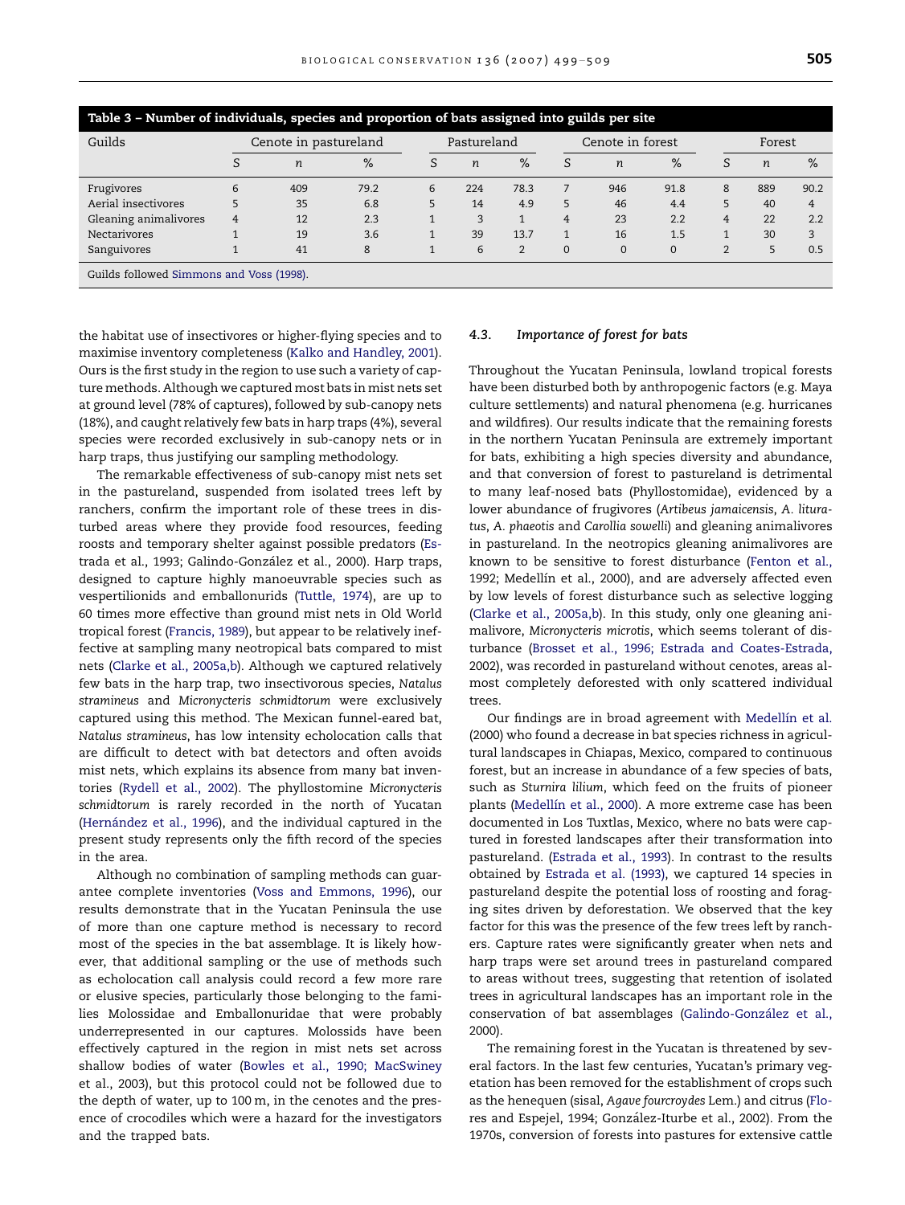**Table 3 – Number of individuals, species and proportion of bats assigned into guilds per site**

| Guilds | Cenote in pastureland | | | Pastureland | | | Cenote in forest | | | Forest | | |
|---|---|---|---|---|---|---|---|---|---|---|---|---|
| | S | n | % | S | n | % | S | n | % | S | n | % |
| Frugivores | 6 | 409 | 79.2 | 6 | 224 | 78.3 | 7 | 946 | 91.8 | 8 | 889 | 90.2 |
| Aerial insectivores | 5 | 35 | 6.8 | 5 | 14 | 4.9 | 5 | 46 | 4.4 | 5 | 40 | 4 |
| Gleaning animalivores | 4 | 12 | 2.3 | 1 | 3 | 1 | 4 | 23 | 2.2 | 4 | 22 | 2.2 |
| Nectarivores | 1 | 19 | 3.6 | 1 | 39 | 13.7 | 1 | 16 | 1.5 | 1 | 30 | 3 |
| Sanguivores | 1 | 41 | 8 | 1 | 6 | 2 | 0 | 0 | 0 | 2 | 5 | 0.5 |

Guilds followed Simmons and Voss (1998).

the habitat use of insectivores or higher-flying species and to maximise inventory completeness (Kalko and Handley, 2001). Ours is the first study in the region to use such a variety of capture methods. Although we captured most bats in mist nets set at ground level (78% of captures), followed by sub-canopy nets (18%), and caught relatively few bats in harp traps (4%), several species were recorded exclusively in sub-canopy nets or in harp traps, thus justifying our sampling methodology.

The remarkable effectiveness of sub-canopy mist nets set in the pastureland, suspended from isolated trees left by ranchers, confirm the important role of these trees in disturbed areas where they provide food resources, feeding roosts and temporary shelter against possible predators (Estrada et al., 1993; Galindo-González et al., 2000). Harp traps, designed to capture highly manoeuvrable species such as vespertilionids and emballonurids (Tuttle, 1974), are up to 60 times more effective than ground mist nets in Old World tropical forest (Francis, 1989), but appear to be relatively ineffective at sampling many neotropical bats compared to mist nets (Clarke et al., 2005a,b). Although we captured relatively few bats in the harp trap, two insectivorous species, *Natalus stramineus* and *Micronycteris schmidtorum* were exclusively captured using this method. The Mexican funnel-eared bat, *Natalus stramineus*, has low intensity echolocation calls that are difficult to detect with bat detectors and often avoids mist nets, which explains its absence from many bat inventories (Rydell et al., 2002). The phyllostomine *Micronycteris schmidtorum* is rarely recorded in the north of Yucatan (Hernández et al., 1996), and the individual captured in the present study represents only the fifth record of the species in the area.

Although no combination of sampling methods can guarantee complete inventories (Voss and Emmons, 1996), our results demonstrate that in the Yucatan Peninsula the use of more than one capture method is necessary to record most of the species in the bat assemblage. It is likely however, that additional sampling or the use of methods such as echolocation call analysis could record a few more rare or elusive species, particularly those belonging to the families Molossidae and Emballonuridae that were probably underrepresented in our captures. Molossids have been effectively captured in the region in mist nets set across shallow bodies of water (Bowles et al., 1990; MacSwiney et al., 2003), but this protocol could not be followed due to the depth of water, up to 100 m, in the cenotes and the presence of crocodiles which were a hazard for the investigators and the trapped bats.

### 4.3. Importance of forest for bats

Throughout the Yucatan Peninsula, lowland tropical forests have been disturbed both by anthropogenic factors (e.g. Maya culture settlements) and natural phenomena (e.g. hurricanes and wildfires). Our results indicate that the remaining forests in the northern Yucatan Peninsula are extremely important for bats, exhibiting a high species diversity and abundance, and that conversion of forest to pastureland is detrimental to many leaf-nosed bats (Phyllostomidae), evidenced by a lower abundance of frugivores (*Artibeus jamaicensis*, *A. lituratus*, *A. phaeotis* and *Carollia sowelli*) and gleaning animalivores in pastureland. In the neotropics gleaning animalivores are known to be sensitive to forest disturbance (Fenton et al., 1992; Medellín et al., 2000), and are adversely affected even by low levels of forest disturbance such as selective logging (Clarke et al., 2005a,b). In this study, only one gleaning animalivore, *Micronycteris microtis*, which seems tolerant of disturbance (Brosset et al., 1996; Estrada and Coates-Estrada, 2002), was recorded in pastureland without cenotes, areas almost completely deforested with only scattered individual trees.

Our findings are in broad agreement with Medellín et al. (2000) who found a decrease in bat species richness in agricultural landscapes in Chiapas, Mexico, compared to continuous forest, but an increase in abundance of a few species of bats, such as *Sturnira lilium*, which feed on the fruits of pioneer plants (Medellín et al., 2000). A more extreme case has been documented in Los Tuxtlas, Mexico, where no bats were captured in forested landscapes after their transformation into pastureland. (Estrada et al., 1993). In contrast to the results obtained by Estrada et al. (1993), we captured 14 species in pastureland despite the potential loss of roosting and foraging sites driven by deforestation. We observed that the key factor for this was the presence of the few trees left by ranchers. Capture rates were significantly greater when nets and harp traps were set around trees in pastureland compared to areas without trees, suggesting that retention of isolated trees in agricultural landscapes has an important role in the conservation of bat assemblages (Galindo-González et al., 2000).

The remaining forest in the Yucatan is threatened by several factors. In the last few centuries, Yucatan's primary vegetation has been removed for the establishment of crops such as the henequen (sisal, *Agave fourcroydes* Lem.) and citrus (Flores and Espejel, 1994; González-Iturbe et al., 2002). From the 1970s, conversion of forests into pastures for extensive cattle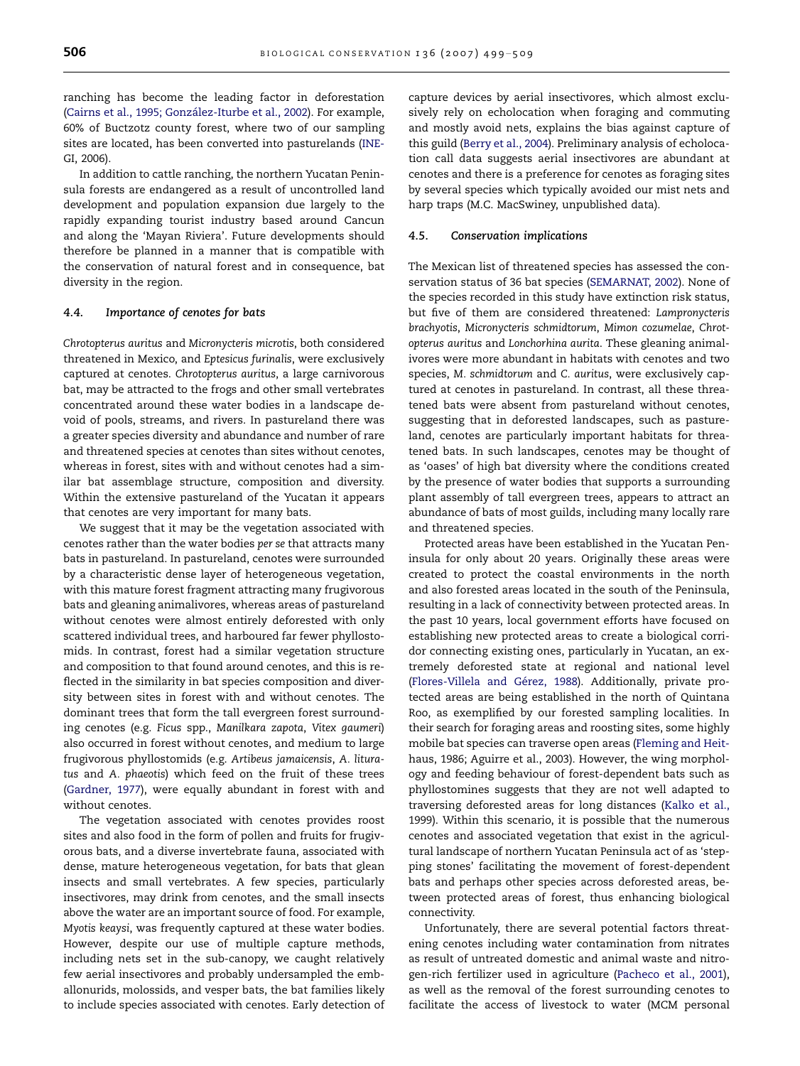ranching has become the leading factor in deforestation (Cairns et al., 1995; González-Iturbe et al., 2002). For example, 60% of Buctzotz county forest, where two of our sampling sites are located, has been converted into pasturelands (INEGI, 2006).

In addition to cattle ranching, the northern Yucatan Peninsula forests are endangered as a result of uncontrolled land development and population expansion due largely to the rapidly expanding tourist industry based around Cancun and along the 'Mayan Riviera'. Future developments should therefore be planned in a manner that is compatible with the conservation of natural forest and in consequence, bat diversity in the region.

### 4.4. Importance of cenotes for bats

*Chrotopterus auritus* and *Micronycteris microtis*, both considered threatened in Mexico, and *Eptesicus furinalis*, were exclusively captured at cenotes. *Chrotopterus auritus*, a large carnivorous bat, may be attracted to the frogs and other small vertebrates concentrated around these water bodies in a landscape devoid of pools, streams, and rivers. In pastureland there was a greater species diversity and abundance and number of rare and threatened species at cenotes than sites without cenotes, whereas in forest, sites with and without cenotes had a similar bat assemblage structure, composition and diversity. Within the extensive pastureland of the Yucatan it appears that cenotes are very important for many bats.

We suggest that it may be the vegetation associated with cenotes rather than the water bodies *per se* that attracts many bats in pastureland. In pastureland, cenotes were surrounded by a characteristic dense layer of heterogeneous vegetation, with this mature forest fragment attracting many frugivorous bats and gleaning animalivores, whereas areas of pastureland without cenotes were almost entirely deforested with only scattered individual trees, and harboured far fewer phyllostomids. In contrast, forest had a similar vegetation structure and composition to that found around cenotes, and this is reflected in the similarity in bat species composition and diversity between sites in forest with and without cenotes. The dominant trees that form the tall evergreen forest surrounding cenotes (e.g. *Ficus* spp., *Manilkara zapota*, *Vitex gaumeri*) also occurred in forest without cenotes, and medium to large frugivorous phyllostomids (e.g. *Artibeus jamaicensis*, *A. lituratus* and *A. phaeotis*) which feed on the fruit of these trees (Gardner, 1977), were equally abundant in forest with and without cenotes.

The vegetation associated with cenotes provides roost sites and also food in the form of pollen and fruits for frugivorous bats, and a diverse invertebrate fauna, associated with dense, mature heterogeneous vegetation, for bats that glean insects and small vertebrates. A few species, particularly insectivores, may drink from cenotes, and the small insects above the water are an important source of food. For example, *Myotis keaysi*, was frequently captured at these water bodies. However, despite our use of multiple capture methods, including nets set in the sub-canopy, we caught relatively few aerial insectivores and probably undersampled the emballonurids, molossids, and vesper bats, the bat families likely to include species associated with cenotes. Early detection of capture devices by aerial insectivores, which almost exclusively rely on echolocation when foraging and commuting and mostly avoid nets, explains the bias against capture of this guild (Berry et al., 2004). Preliminary analysis of echolocation call data suggests aerial insectivores are abundant at cenotes and there is a preference for cenotes as foraging sites by several species which typically avoided our mist nets and harp traps (M.C. MacSwiney, unpublished data).

### 4.5. Conservation implications

The Mexican list of threatened species has assessed the conservation status of 36 bat species (SEMARNAT, 2002). None of the species recorded in this study have extinction risk status, but five of them are considered threatened: *Lampronycteris brachyotis*, *Micronycteris schmidtorum*, *Mimon cozumelae*, *Chrotopterus auritus* and *Lonchorhina aurita*. These gleaning animalivores were more abundant in habitats with cenotes and two species, *M. schmidtorum* and *C. auritus*, were exclusively captured at cenotes in pastureland. In contrast, all these threatened bats were absent from pastureland without cenotes, suggesting that in deforested landscapes, such as pastureland, cenotes are particularly important habitats for threatened bats. In such landscapes, cenotes may be thought of as 'oases' of high bat diversity where the conditions created by the presence of water bodies that supports a surrounding plant assembly of tall evergreen trees, appears to attract an abundance of bats of most guilds, including many locally rare and threatened species.

Protected areas have been established in the Yucatan Peninsula for only about 20 years. Originally these areas were created to protect the coastal environments in the north and also forested areas located in the south of the Peninsula, resulting in a lack of connectivity between protected areas. In the past 10 years, local government efforts have focused on establishing new protected areas to create a biological corridor connecting existing ones, particularly in Yucatan, an extremely deforested state at regional and national level (Flores-Villela and Gérez, 1988). Additionally, private protected areas are being established in the north of Quintana Roo, as exemplified by our forested sampling localities. In their search for foraging areas and roosting sites, some highly mobile bat species can traverse open areas (Fleming and Heithaus, 1986; Aguirre et al., 2003). However, the wing morphology and feeding behaviour of forest-dependent bats such as phyllostomines suggests that they are not well adapted to traversing deforested areas for long distances (Kalko et al., 1999). Within this scenario, it is possible that the numerous cenotes and associated vegetation that exist in the agricultural landscape of northern Yucatan Peninsula act of as 'stepping stones' facilitating the movement of forest-dependent bats and perhaps other species across deforested areas, between protected areas of forest, thus enhancing biological connectivity.

Unfortunately, there are several potential factors threatening cenotes including water contamination from nitrates as result of untreated domestic and animal waste and nitrogen-rich fertilizer used in agriculture (Pacheco et al., 2001), as well as the removal of the forest surrounding cenotes to facilitate the access of livestock to water (MCM personal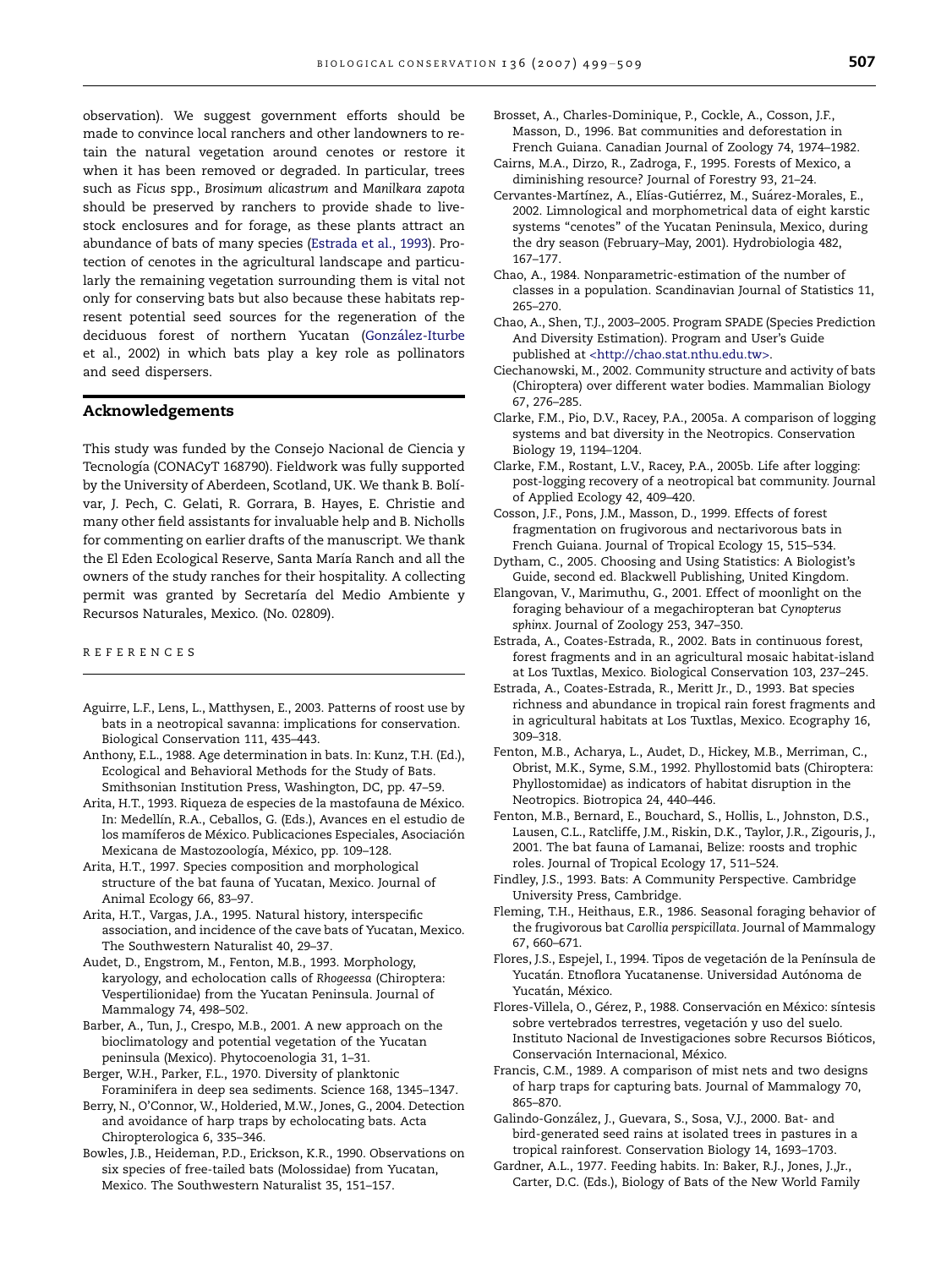observation). We suggest government efforts should be made to convince local ranchers and other landowners to retain the natural vegetation around cenotes or restore it when it has been removed or degraded. In particular, trees such as *Ficus* spp., *Brosimum alicastrum* and *Manilkara zapota* should be preserved by ranchers to provide shade to livestock enclosures and for forage, as these plants attract an abundance of bats of many species (Estrada et al., 1993). Protection of cenotes in the agricultural landscape and particularly the remaining vegetation surrounding them is vital not only for conserving bats but also because these habitats represent potential seed sources for the regeneration of the deciduous forest of northern Yucatan (González-Iturbe et al., 2002) in which bats play a key role as pollinators and seed dispersers.

## Acknowledgements

This study was funded by the Consejo Nacional de Ciencia y Tecnología (CONACyT 168790). Fieldwork was fully supported by the University of Aberdeen, Scotland, UK. We thank B. Bolívar, J. Pech, C. Gelati, R. Gorrara, B. Hayes, E. Christie and many other field assistants for invaluable help and B. Nicholls for commenting on earlier drafts of the manuscript. We thank the El Eden Ecological Reserve, Santa María Ranch and all the owners of the study ranches for their hospitality. A collecting permit was granted by Secretaría del Medio Ambiente y Recursos Naturales, Mexico. (No. 02809).

## REFERENCES

Aguirre, L.F., Lens, L., Matthysen, E., 2003. Patterns of roost use by bats in a neotropical savanna: implications for conservation. Biological Conservation 111, 435–443.

Anthony, E.L., 1988. Age determination in bats. In: Kunz, T.H. (Ed.), Ecological and Behavioral Methods for the Study of Bats. Smithsonian Institution Press, Washington, DC, pp. 47–59.

Arita, H.T., 1993. Riqueza de especies de la mastofauna de México. In: Medellín, R.A., Ceballos, G. (Eds.), Avances en el estudio de los mamíferos de México. Publicaciones Especiales, Asociación Mexicana de Mastozoología, México, pp. 109–128.

Arita, H.T., 1997. Species composition and morphological structure of the bat fauna of Yucatan, Mexico. Journal of Animal Ecology 66, 83–97.

Arita, H.T., Vargas, J.A., 1995. Natural history, interspecific association, and incidence of the cave bats of Yucatan, Mexico. The Southwestern Naturalist 40, 29–37.

Audet, D., Engstrom, M., Fenton, M.B., 1993. Morphology, karyology, and echolocation calls of *Rhogeessa* (Chiroptera: Vespertilionidae) from the Yucatan Peninsula. Journal of Mammalogy 74, 498–502.

Barber, A., Tun, J., Crespo, M.B., 2001. A new approach on the bioclimatology and potential vegetation of the Yucatan peninsula (Mexico). Phytocoenologia 31, 1–31.

Berger, W.H., Parker, F.L., 1970. Diversity of planktonic Foraminifera in deep sea sediments. Science 168, 1345–1347.

Berry, N., O'Connor, W., Holderied, M.W., Jones, G., 2004. Detection and avoidance of harp traps by echolocating bats. Acta Chiropterologica 6, 335–346.

Bowles, J.B., Heideman, P.D., Erickson, K.R., 1990. Observations on six species of free-tailed bats (Molossidae) from Yucatan, Mexico. The Southwestern Naturalist 35, 151–157.

Brosset, A., Charles-Dominique, P., Cockle, A., Cosson, J.F., Masson, D., 1996. Bat communities and deforestation in French Guiana. Canadian Journal of Zoology 74, 1974–1982.

Cairns, M.A., Dirzo, R., Zadroga, F., 1995. Forests of Mexico, a diminishing resource? Journal of Forestry 93, 21–24.

Cervantes-Martínez, A., Elías-Gutiérrez, M., Suárez-Morales, E., 2002. Limnological and morphometrical data of eight karstic systems "cenotes" of the Yucatan Peninsula, Mexico, during the dry season (February–May, 2001). Hydrobiologia 482, 167–177.

Chao, A., 1984. Nonparametric-estimation of the number of classes in a population. Scandinavian Journal of Statistics 11, 265–270.

Chao, A., Shen, T.J., 2003–2005. Program SPADE (Species Prediction And Diversity Estimation). Program and User's Guide published at <http://chao.stat.nthu.edu.tw>.

Ciechanowski, M., 2002. Community structure and activity of bats (Chiroptera) over different water bodies. Mammalian Biology 67, 276–285.

Clarke, F.M., Pio, D.V., Racey, P.A., 2005a. A comparison of logging systems and bat diversity in the Neotropics. Conservation Biology 19, 1194–1204.

Clarke, F.M., Rostant, L.V., Racey, P.A., 2005b. Life after logging: post-logging recovery of a neotropical bat community. Journal of Applied Ecology 42, 409–420.

Cosson, J.F., Pons, J.M., Masson, D., 1999. Effects of forest fragmentation on frugivorous and nectarivorous bats in French Guiana. Journal of Tropical Ecology 15, 515–534.

Dytham, C., 2005. Choosing and Using Statistics: A Biologist's Guide, second ed. Blackwell Publishing, United Kingdom.

Elangovan, V., Marimuthu, G., 2001. Effect of moonlight on the foraging behaviour of a megachiropteran bat *Cynopterus sphinx*. Journal of Zoology 253, 347–350.

Estrada, A., Coates-Estrada, R., 2002. Bats in continuous forest, forest fragments and in an agricultural mosaic habitat-island at Los Tuxtlas, Mexico. Biological Conservation 103, 237–245.

Estrada, A., Coates-Estrada, R., Meritt Jr., D., 1993. Bat species richness and abundance in tropical rain forest fragments and in agricultural habitats at Los Tuxtlas, Mexico. Ecography 16, 309–318.

Fenton, M.B., Acharya, L., Audet, D., Hickey, M.B., Merriman, C., Obrist, M.K., Syme, S.M., 1992. Phyllostomid bats (Chiroptera: Phyllostomidae) as indicators of habitat disruption in the Neotropics. Biotropica 24, 440–446.

Fenton, M.B., Bernard, E., Bouchard, S., Hollis, L., Johnston, D.S., Lausen, C.L., Ratcliffe, J.M., Riskin, D.K., Taylor, J.R., Zigouris, J., 2001. The bat fauna of Lamanai, Belize: roosts and trophic roles. Journal of Tropical Ecology 17, 511–524.

Findley, J.S., 1993. Bats: A Community Perspective. Cambridge University Press, Cambridge.

Fleming, T.H., Heithaus, E.R., 1986. Seasonal foraging behavior of the frugivorous bat *Carollia perspicillata*. Journal of Mammalogy 67, 660–671.

Flores, J.S., Espejel, I., 1994. Tipos de vegetación de la Península de Yucatán. Etnoflora Yucatanense. Universidad Autónoma de Yucatán, México.

Flores-Villela, O., Gérez, P., 1988. Conservación en México: síntesis sobre vertebrados terrestres, vegetación y uso del suelo. Instituto Nacional de Investigaciones sobre Recursos Bióticos, Conservación Internacional, México.

Francis, C.M., 1989. A comparison of mist nets and two designs of harp traps for capturing bats. Journal of Mammalogy 70, 865–870.

Galindo-González, J., Guevara, S., Sosa, V.J., 2000. Bat- and bird-generated seed rains at isolated trees in pastures in a tropical rainforest. Conservation Biology 14, 1693–1703.

Gardner, A.L., 1977. Feeding habits. In: Baker, R.J., Jones, J.,Jr., Carter, D.C. (Eds.), Biology of Bats of the New World Family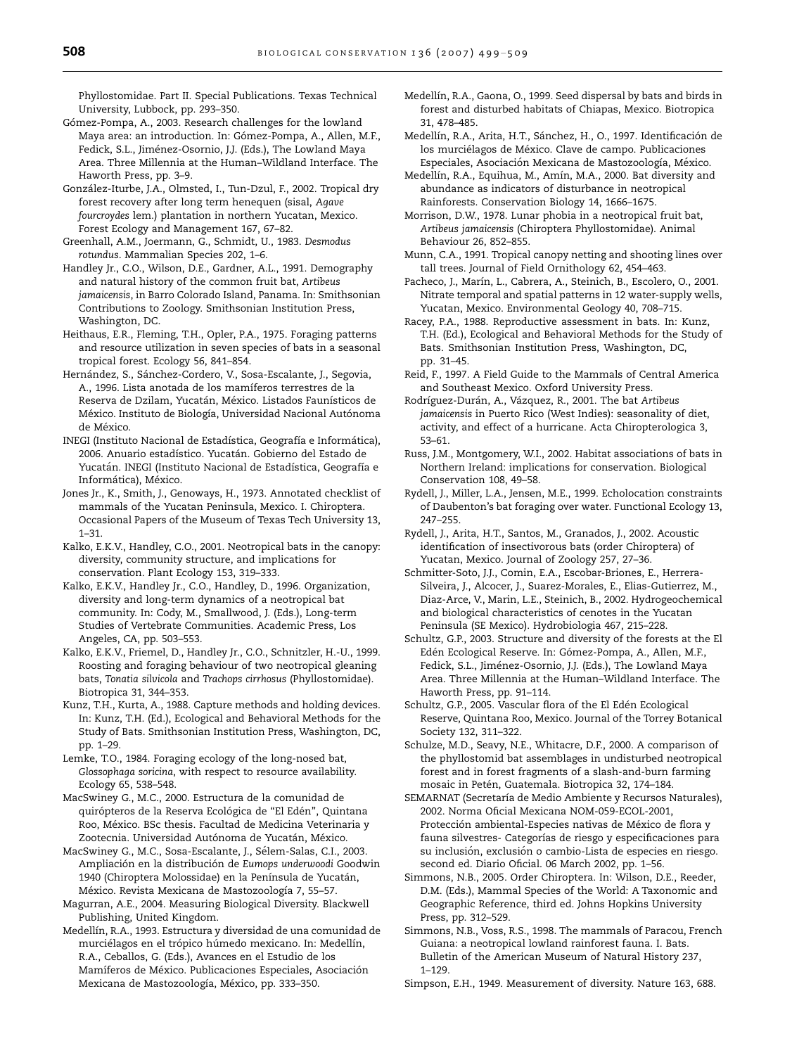Phyllostomidae. Part II. Special Publications. Texas Technical University, Lubbock, pp. 293–350.

Gómez-Pompa, A., 2003. Research challenges for the lowland Maya area: an introduction. In: Gómez-Pompa, A., Allen, M.F., Fedick, S.L., Jiménez-Osornio, J.J. (Eds.), The Lowland Maya Area. Three Millennia at the Human–Wildland Interface. The Haworth Press, pp. 3–9.

González-Iturbe, J.A., Olmsted, I., Tun-Dzul, F., 2002. Tropical dry forest recovery after long term henequen (sisal, *Agave fourcroydes* lem.) plantation in northern Yucatan, Mexico. Forest Ecology and Management 167, 67–82.

Greenhall, A.M., Joermann, G., Schmidt, U., 1983. *Desmodus rotundus*. Mammalian Species 202, 1–6.

Handley Jr., C.O., Wilson, D.E., Gardner, A.L., 1991. Demography and natural history of the common fruit bat, *Artibeus jamaicensis*, in Barro Colorado Island, Panama. In: Smithsonian Contributions to Zoology. Smithsonian Institution Press, Washington, DC.

Heithaus, E.R., Fleming, T.H., Opler, P.A., 1975. Foraging patterns and resource utilization in seven species of bats in a seasonal tropical forest. Ecology 56, 841–854.

Hernández, S., Sánchez-Cordero, V., Sosa-Escalante, J., Segovia, A., 1996. Lista anotada de los mamíferos terrestres de la Reserva de Dzilam, Yucatán, México. Listados Faunísticos de México. Instituto de Biología, Universidad Nacional Autónoma de México.

INEGI (Instituto Nacional de Estadística, Geografía e Informática), 2006. Anuario estadístico. Yucatán. Gobierno del Estado de Yucatán. INEGI (Instituto Nacional de Estadística, Geografía e Informática), México.

Jones Jr., K., Smith, J., Genoways, H., 1973. Annotated checklist of mammals of the Yucatan Peninsula, Mexico. I. Chiroptera. Occasional Papers of the Museum of Texas Tech University 13, 1–31.

Kalko, E.K.V., Handley, C.O., 2001. Neotropical bats in the canopy: diversity, community structure, and implications for conservation. Plant Ecology 153, 319–333.

Kalko, E.K.V., Handley Jr., C.O., Handley, D., 1996. Organization, diversity and long-term dynamics of a neotropical bat community. In: Cody, M., Smallwood, J. (Eds.), Long-term Studies of Vertebrate Communities. Academic Press, Los Angeles, CA, pp. 503–553.

Kalko, E.K.V., Friemel, D., Handley Jr., C.O., Schnitzler, H.-U., 1999. Roosting and foraging behaviour of two neotropical gleaning bats, *Tonatia silvicola* and *Trachops cirrhosus* (Phyllostomidae). Biotropica 31, 344–353.

Kunz, T.H., Kurta, A., 1988. Capture methods and holding devices. In: Kunz, T.H. (Ed.), Ecological and Behavioral Methods for the Study of Bats. Smithsonian Institution Press, Washington, DC, pp. 1–29.

Lemke, T.O., 1984. Foraging ecology of the long-nosed bat, *Glossophaga soricina*, with respect to resource availability. Ecology 65, 538–548.

MacSwiney G., M.C., 2000. Estructura de la comunidad de quirópteros de la Reserva Ecológica de "El Edén", Quintana Roo, México. BSc thesis. Facultad de Medicina Veterinaria y Zootecnia. Universidad Autónoma de Yucatán, México.

MacSwiney G., M.C., Sosa-Escalante, J., Sélem-Salas, C.I., 2003. Ampliación en la distribución de *Eumops underwoodi* Goodwin 1940 (Chiroptera Molossidae) en la Península de Yucatán, México. Revista Mexicana de Mastozoología 7, 55–57.

Magurran, A.E., 2004. Measuring Biological Diversity. Blackwell Publishing, United Kingdom.

Medellín, R.A., 1993. Estructura y diversidad de una comunidad de murciélagos en el trópico húmedo mexicano. In: Medellín, R.A., Ceballos, G. (Eds.), Avances en el Estudio de los Mamíferos de México. Publicaciones Especiales, Asociación Mexicana de Mastozoología, México, pp. 333–350.

Medellín, R.A., Gaona, O., 1999. Seed dispersal by bats and birds in forest and disturbed habitats of Chiapas, Mexico. Biotropica 31, 478–485.

Medellín, R.A., Arita, H.T., Sánchez, H., O., 1997. Identificación de los murciélagos de México. Clave de campo. Publicaciones Especiales, Asociación Mexicana de Mastozoología, México.

Medellín, R.A., Equihua, M., Amín, M.A., 2000. Bat diversity and abundance as indicators of disturbance in neotropical Rainforests. Conservation Biology 14, 1666–1675.

Morrison, D.W., 1978. Lunar phobia in a neotropical fruit bat, *Artibeus jamaicensis* (Chiroptera Phyllostomidae). Animal Behaviour 26, 852–855.

Munn, C.A., 1991. Tropical canopy netting and shooting lines over tall trees. Journal of Field Ornithology 62, 454–463.

Pacheco, J., Marín, L., Cabrera, A., Steinich, B., Escolero, O., 2001. Nitrate temporal and spatial patterns in 12 water-supply wells, Yucatan, Mexico. Environmental Geology 40, 708–715.

Racey, P.A., 1988. Reproductive assessment in bats. In: Kunz, T.H. (Ed.), Ecological and Behavioral Methods for the Study of Bats. Smithsonian Institution Press, Washington, DC, pp. 31–45.

Reid, F., 1997. A Field Guide to the Mammals of Central America and Southeast Mexico. Oxford University Press.

Rodríguez-Durán, A., Vázquez, R., 2001. The bat *Artibeus jamaicensis* in Puerto Rico (West Indies): seasonality of diet, activity, and effect of a hurricane. Acta Chiropterologica 3, 53–61.

Russ, J.M., Montgomery, W.I., 2002. Habitat associations of bats in Northern Ireland: implications for conservation. Biological Conservation 108, 49–58.

Rydell, J., Miller, L.A., Jensen, M.E., 1999. Echolocation constraints of Daubenton's bat foraging over water. Functional Ecology 13, 247–255.

Rydell, J., Arita, H.T., Santos, M., Granados, J., 2002. Acoustic identification of insectivorous bats (order Chiroptera) of Yucatan, Mexico. Journal of Zoology 257, 27–36.

Schmitter-Soto, J.J., Comin, E.A., Escobar-Briones, E., Herrera-Silveira, J., Alcocer, J., Suarez-Morales, E., Elias-Gutierrez, M., Diaz-Arce, V., Marin, L.E., Steinich, B., 2002. Hydrogeochemical and biological characteristics of cenotes in the Yucatan Peninsula (SE Mexico). Hydrobiologia 467, 215–228.

Schultz, G.P., 2003. Structure and diversity of the forests at the El Edén Ecological Reserve. In: Gómez-Pompa, A., Allen, M.F., Fedick, S.L., Jiménez-Osornio, J.J. (Eds.), The Lowland Maya Area. Three Millennia at the Human–Wildland Interface. The Haworth Press, pp. 91–114.

Schultz, G.P., 2005. Vascular flora of the El Edén Ecological Reserve, Quintana Roo, Mexico. Journal of the Torrey Botanical Society 132, 311–322.

Schulze, M.D., Seavy, N.E., Whitacre, D.F., 2000. A comparison of the phyllostomid bat assemblages in undisturbed neotropical forest and in forest fragments of a slash-and-burn farming mosaic in Petén, Guatemala. Biotropica 32, 174–184.

SEMARNAT (Secretaría de Medio Ambiente y Recursos Naturales), 2002. Norma Oficial Mexicana NOM-059-ECOL-2001, Protección ambiental-Especies nativas de México de flora y fauna silvestres- Categorías de riesgo y especificaciones para su inclusión, exclusión o cambio-Lista de especies en riesgo. second ed. Diario Oficial. 06 March 2002, pp. 1–56.

Simmons, N.B., 2005. Order Chiroptera. In: Wilson, D.E., Reeder, D.M. (Eds.), Mammal Species of the World: A Taxonomic and Geographic Reference, third ed. Johns Hopkins University Press, pp. 312–529.

Simmons, N.B., Voss, R.S., 1998. The mammals of Paracou, French Guiana: a neotropical lowland rainforest fauna. I. Bats. Bulletin of the American Museum of Natural History 237, 1–129.

Simpson, E.H., 1949. Measurement of diversity. Nature 163, 688.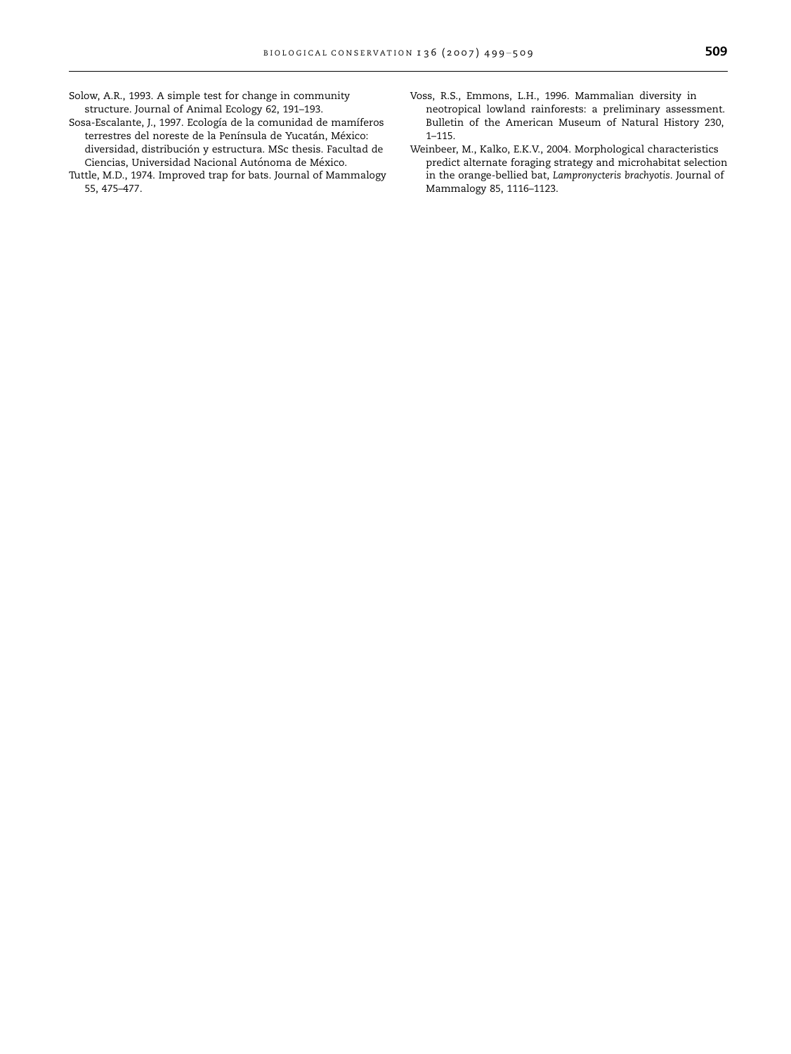Solow, A.R., 1993. A simple test for change in community structure. Journal of Animal Ecology 62, 191–193.

Sosa-Escalante, J., 1997. Ecología de la comunidad de mamíferos terrestres del noreste de la Península de Yucatán, México: diversidad, distribución y estructura. MSc thesis. Facultad de Ciencias, Universidad Nacional Autónoma de México.

Tuttle, M.D., 1974. Improved trap for bats. Journal of Mammalogy 55, 475–477.

Voss, R.S., Emmons, L.H., 1996. Mammalian diversity in neotropical lowland rainforests: a preliminary assessment. Bulletin of the American Museum of Natural History 230, 1–115.

Weinbeer, M., Kalko, E.K.V., 2004. Morphological characteristics predict alternate foraging strategy and microhabitat selection in the orange-bellied bat, *Lampronycteris brachyotis*. Journal of Mammalogy 85, 1116–1123.